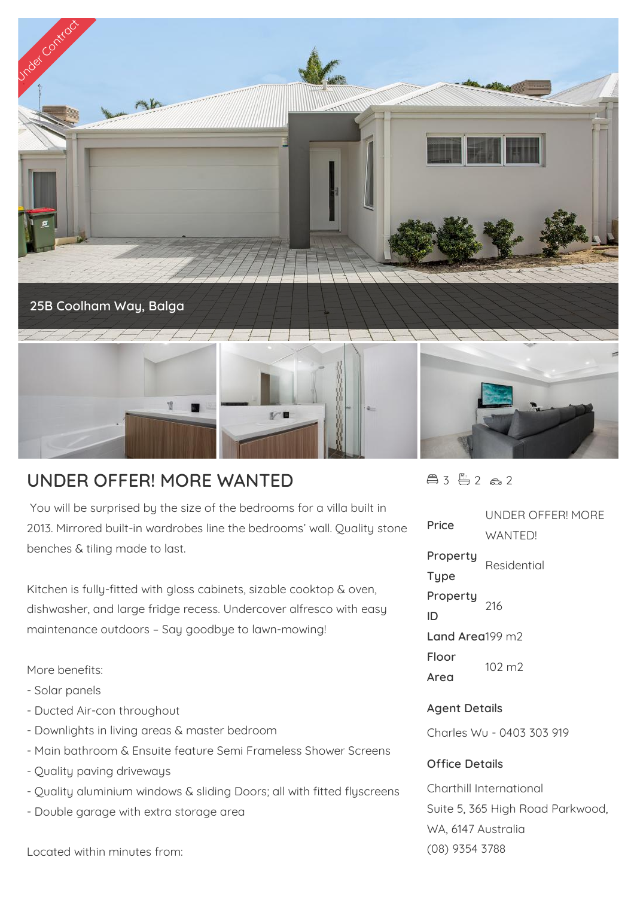Under Contract

25B Coolham Way, Balga

# UNDER OFFER! MORE WANTED

3 2 2

You will be surprised by the size of the bedrooms for a villa built in 2013. Mirrored built-in wardrobes line the bedrooms' wall. Quality stone benches & tiling made to last.

Kitchen is fully-fitted with gloss cabinets, sizable cooktop & oven, dishwasher, and large fridge recess. Undercover alfresco with easy maintenance outdoors – Say goodbye to lawn-mowing!

More benefits:
- Solar panels
- Ducted Air-con throughout
- Downlights in living areas & master bedroom
- Main bathroom & Ensuite feature Semi Frameless Shower Screens
- Quality paving driveways
- Quality aluminium windows & sliding Doors; all with fitted flyscreens
- Double garage with extra storage area

Located within minutes from:

| | |
|---|---|
| **Price** | UNDER OFFER! MORE WANTED! |
| **Property Type** | Residential |
| **Property ID** | 216 |
| **Land Area** | 199 m2 |
| **Floor Area** | 102 m2 |

**Agent Details**

Charles Wu - 0403 303 919

**Office Details**

Charthill International
Suite 5, 365 High Road Parkwood, WA, 6147 Australia
(08) 9354 3788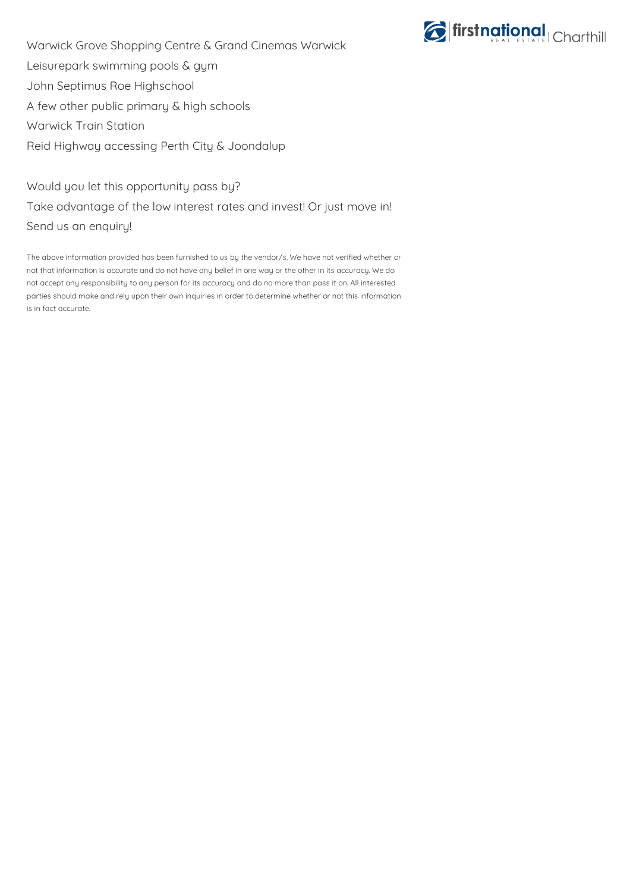Warwick Grove Shopping Centre & Grand Cinemas Warwick
Leisurepark swimming pools & gym
John Septimus Roe Highschool
A few other public primary & high schools
Warwick Train Station
Reid Highway accessing Perth City & Joondalup

Would you let this opportunity pass by?
Take advantage of the low interest rates and invest! Or just move in!
Send us an enquiry!

The above information provided has been furnished to us by the vendor/s. We have not verified whether or not that information is accurate and do not have any belief in one way or the other in its accuracy. We do not accept any responsibility to any person for its accuracy and do no more than pass it on. All interested parties should make and rely upon their own inquiries in order to determine whether or not this information is in fact accurate.